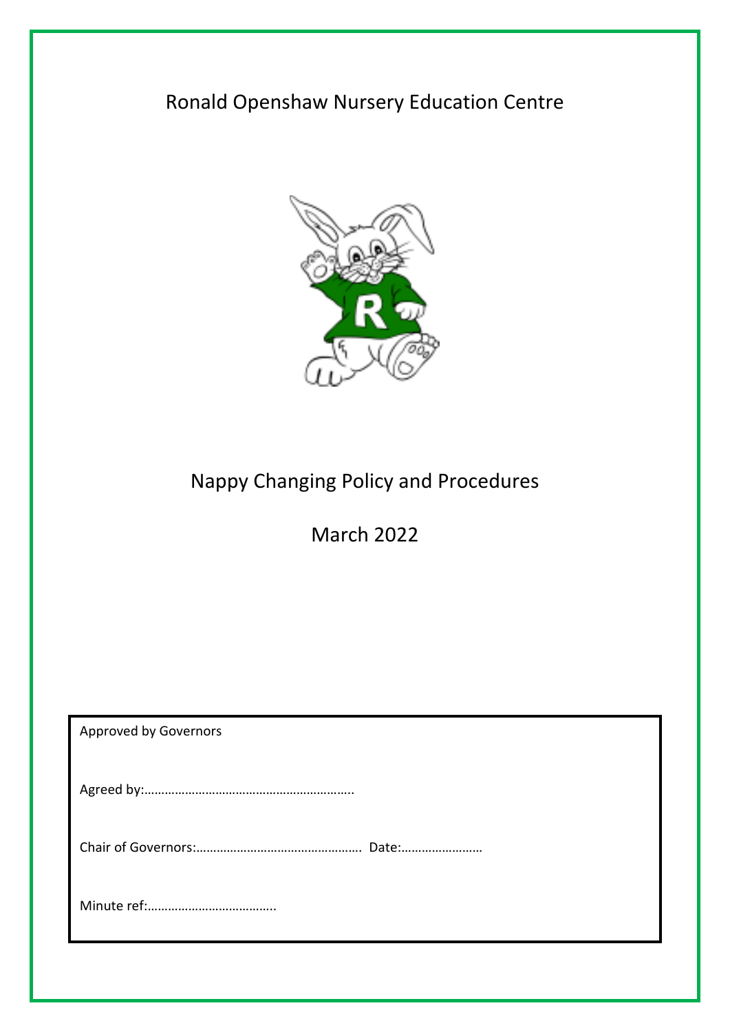# Ronald Openshaw Nursery Education Centre

## Nappy Changing Policy and Procedures

March 2022

Approved by Governors

Agreed by:…………………………………………………..

Chair of Governors:………………………………………. Date:……………………

Minute ref:……………………………….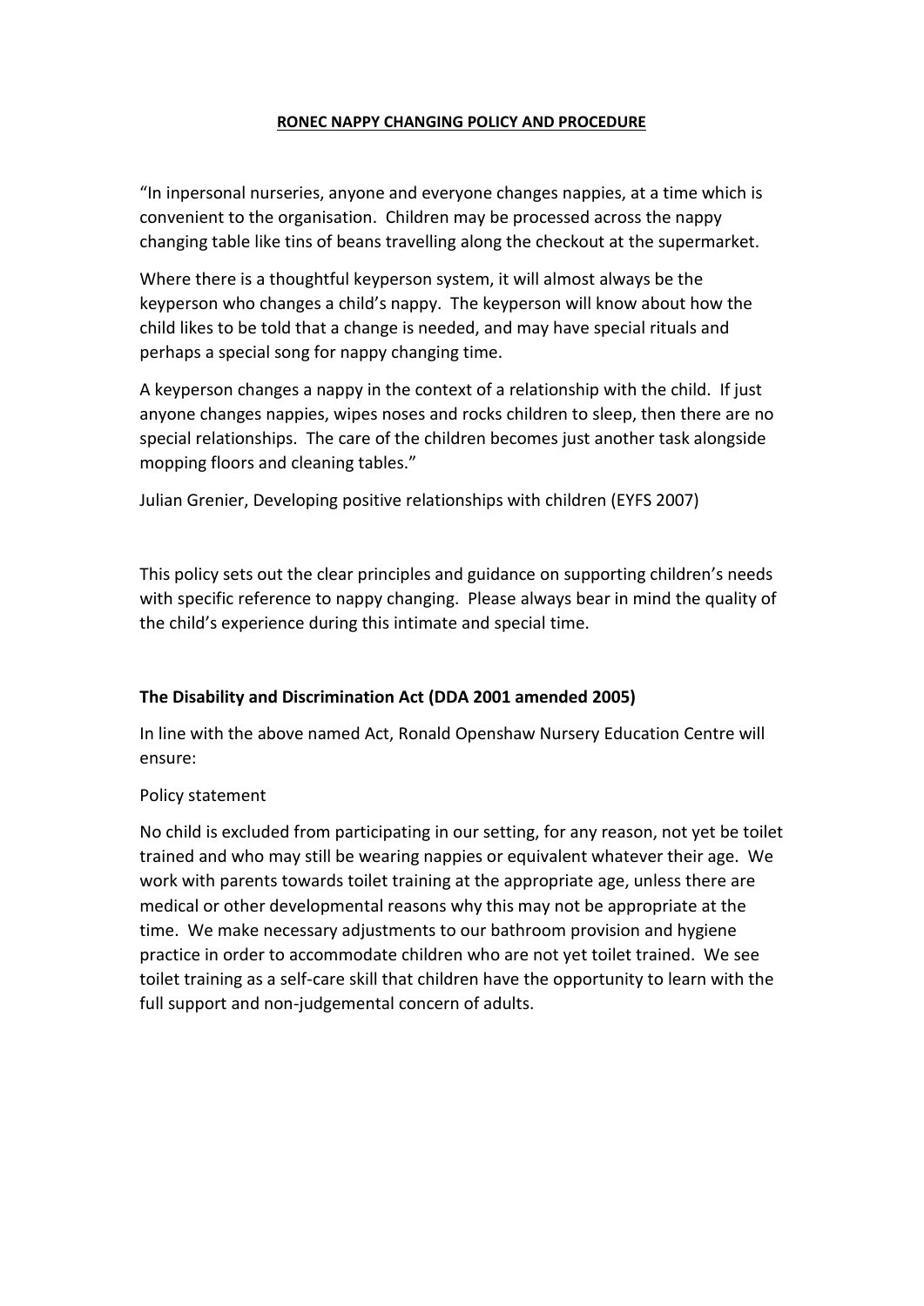**RONEC NAPPY CHANGING POLICY AND PROCEDURE**

"In inpersonal nurseries, anyone and everyone changes nappies, at a time which is convenient to the organisation. Children may be processed across the nappy changing table like tins of beans travelling along the checkout at the supermarket.

Where there is a thoughtful keyperson system, it will almost always be the keyperson who changes a child's nappy. The keyperson will know about how the child likes to be told that a change is needed, and may have special rituals and perhaps a special song for nappy changing time.

A keyperson changes a nappy in the context of a relationship with the child. If just anyone changes nappies, wipes noses and rocks children to sleep, then there are no special relationships. The care of the children becomes just another task alongside mopping floors and cleaning tables."

Julian Grenier, Developing positive relationships with children (EYFS 2007)

This policy sets out the clear principles and guidance on supporting children's needs with specific reference to nappy changing. Please always bear in mind the quality of the child's experience during this intimate and special time.

**The Disability and Discrimination Act (DDA 2001 amended 2005)**

In line with the above named Act, Ronald Openshaw Nursery Education Centre will ensure:

Policy statement

No child is excluded from participating in our setting, for any reason, not yet be toilet trained and who may still be wearing nappies or equivalent whatever their age. We work with parents towards toilet training at the appropriate age, unless there are medical or other developmental reasons why this may not be appropriate at the time. We make necessary adjustments to our bathroom provision and hygiene practice in order to accommodate children who are not yet toilet trained. We see toilet training as a self-care skill that children have the opportunity to learn with the full support and non-judgemental concern of adults.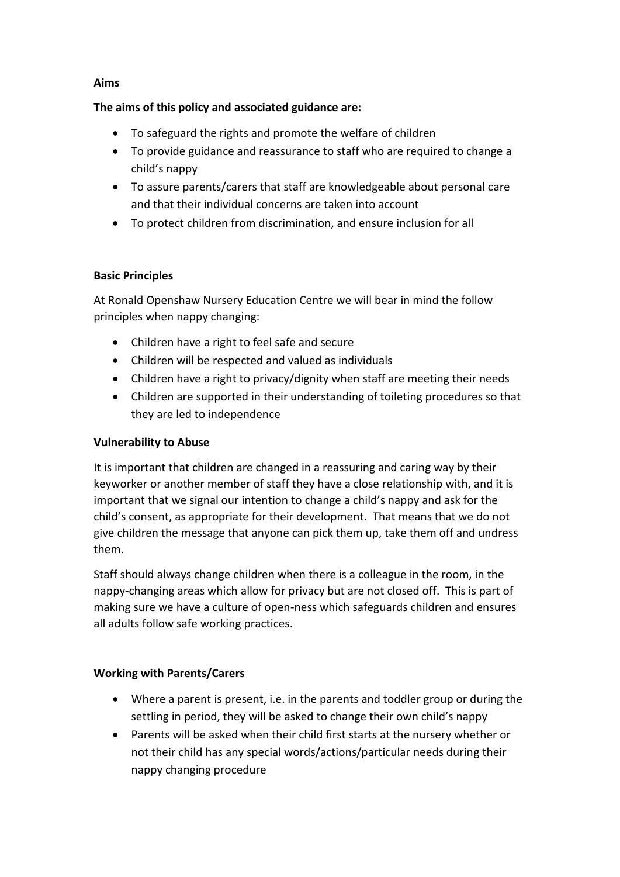## Aims

**The aims of this policy and associated guidance are:**

- To safeguard the rights and promote the welfare of children
- To provide guidance and reassurance to staff who are required to change a child's nappy
- To assure parents/carers that staff are knowledgeable about personal care and that their individual concerns are taken into account
- To protect children from discrimination, and ensure inclusion for all

## Basic Principles

At Ronald Openshaw Nursery Education Centre we will bear in mind the follow principles when nappy changing:

- Children have a right to feel safe and secure
- Children will be respected and valued as individuals
- Children have a right to privacy/dignity when staff are meeting their needs
- Children are supported in their understanding of toileting procedures so that they are led to independence

## Vulnerability to Abuse

It is important that children are changed in a reassuring and caring way by their keyworker or another member of staff they have a close relationship with, and it is important that we signal our intention to change a child's nappy and ask for the child's consent, as appropriate for their development. That means that we do not give children the message that anyone can pick them up, take them off and undress them.

Staff should always change children when there is a colleague in the room, in the nappy-changing areas which allow for privacy but are not closed off. This is part of making sure we have a culture of open-ness which safeguards children and ensures all adults follow safe working practices.

## Working with Parents/Carers

- Where a parent is present, i.e. in the parents and toddler group or during the settling in period, they will be asked to change their own child's nappy
- Parents will be asked when their child first starts at the nursery whether or not their child has any special words/actions/particular needs during their nappy changing procedure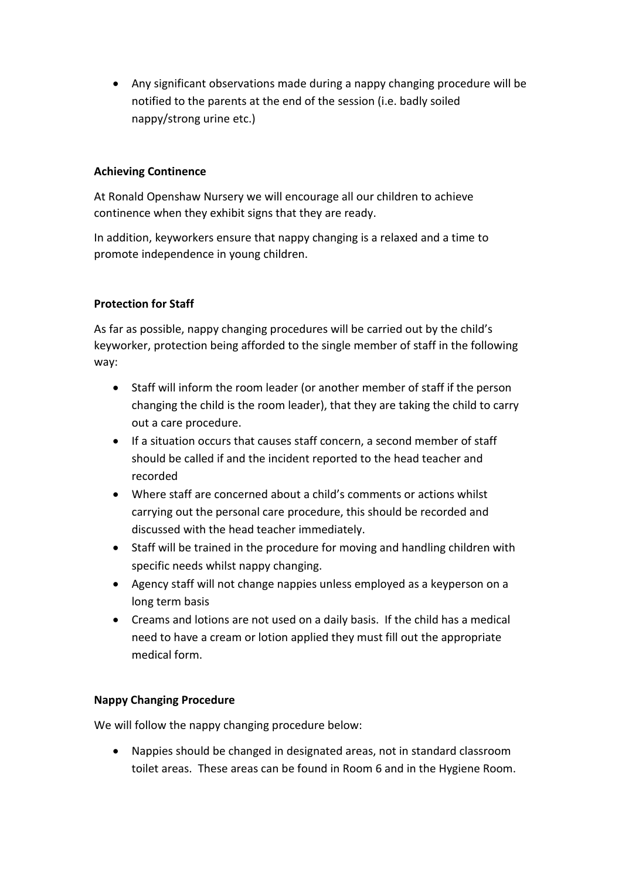- Any significant observations made during a nappy changing procedure will be notified to the parents at the end of the session (i.e. badly soiled nappy/strong urine etc.)

**Achieving Continence**

At Ronald Openshaw Nursery we will encourage all our children to achieve continence when they exhibit signs that they are ready.

In addition, keyworkers ensure that nappy changing is a relaxed and a time to promote independence in young children.

**Protection for Staff**

As far as possible, nappy changing procedures will be carried out by the child's keyworker, protection being afforded to the single member of staff in the following way:

- Staff will inform the room leader (or another member of staff if the person changing the child is the room leader), that they are taking the child to carry out a care procedure.
- If a situation occurs that causes staff concern, a second member of staff should be called if and the incident reported to the head teacher and recorded
- Where staff are concerned about a child's comments or actions whilst carrying out the personal care procedure, this should be recorded and discussed with the head teacher immediately.
- Staff will be trained in the procedure for moving and handling children with specific needs whilst nappy changing.
- Agency staff will not change nappies unless employed as a keyperson on a long term basis
- Creams and lotions are not used on a daily basis. If the child has a medical need to have a cream or lotion applied they must fill out the appropriate medical form.

**Nappy Changing Procedure**

We will follow the nappy changing procedure below:

- Nappies should be changed in designated areas, not in standard classroom toilet areas. These areas can be found in Room 6 and in the Hygiene Room.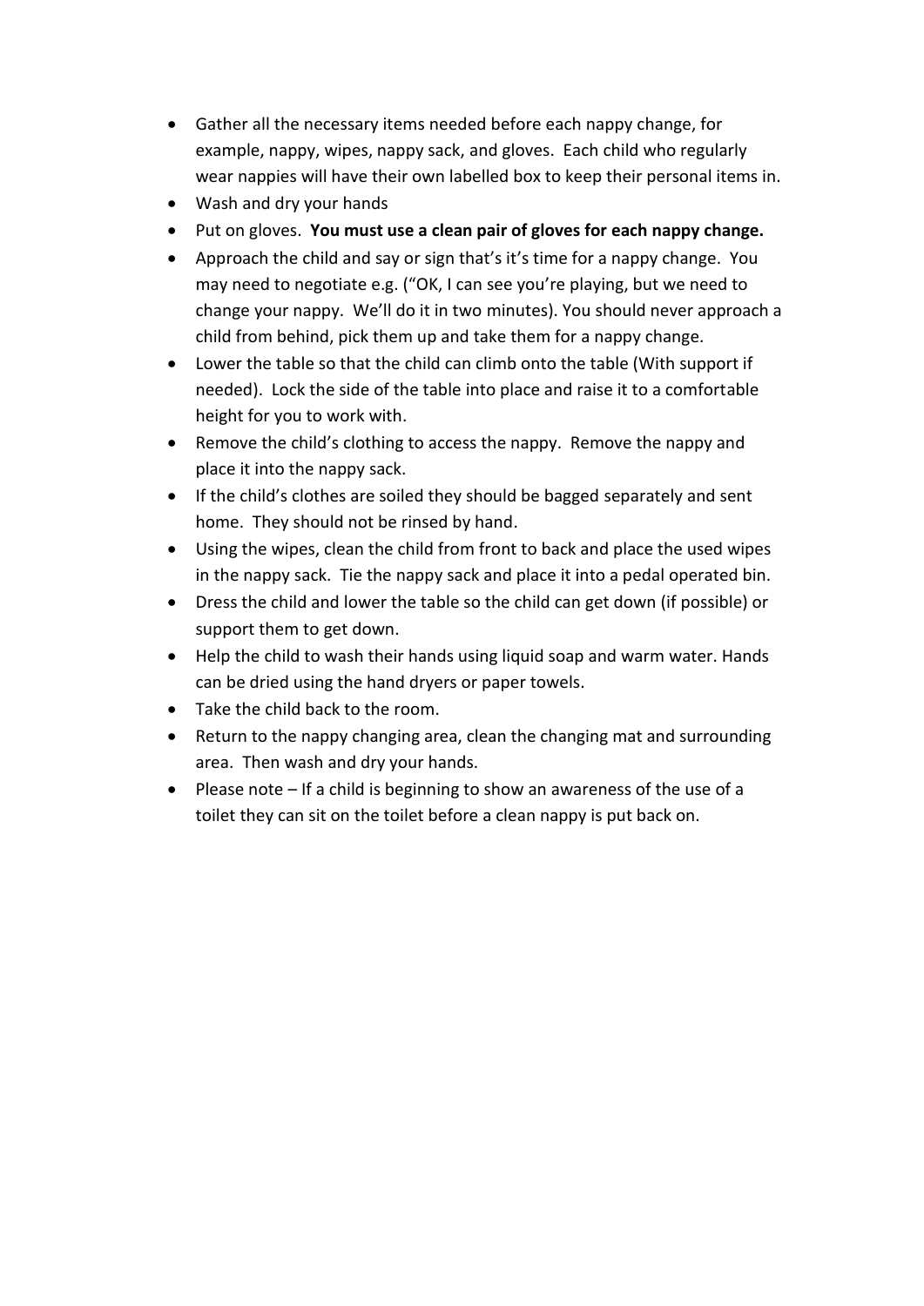- Gather all the necessary items needed before each nappy change, for example, nappy, wipes, nappy sack, and gloves. Each child who regularly wear nappies will have their own labelled box to keep their personal items in.
- Wash and dry your hands
- Put on gloves. **You must use a clean pair of gloves for each nappy change.**
- Approach the child and say or sign that's it's time for a nappy change. You may need to negotiate e.g. ("OK, I can see you're playing, but we need to change your nappy. We'll do it in two minutes). You should never approach a child from behind, pick them up and take them for a nappy change.
- Lower the table so that the child can climb onto the table (With support if needed). Lock the side of the table into place and raise it to a comfortable height for you to work with.
- Remove the child's clothing to access the nappy. Remove the nappy and place it into the nappy sack.
- If the child's clothes are soiled they should be bagged separately and sent home. They should not be rinsed by hand.
- Using the wipes, clean the child from front to back and place the used wipes in the nappy sack. Tie the nappy sack and place it into a pedal operated bin.
- Dress the child and lower the table so the child can get down (if possible) or support them to get down.
- Help the child to wash their hands using liquid soap and warm water. Hands can be dried using the hand dryers or paper towels.
- Take the child back to the room.
- Return to the nappy changing area, clean the changing mat and surrounding area. Then wash and dry your hands.
- Please note – If a child is beginning to show an awareness of the use of a toilet they can sit on the toilet before a clean nappy is put back on.